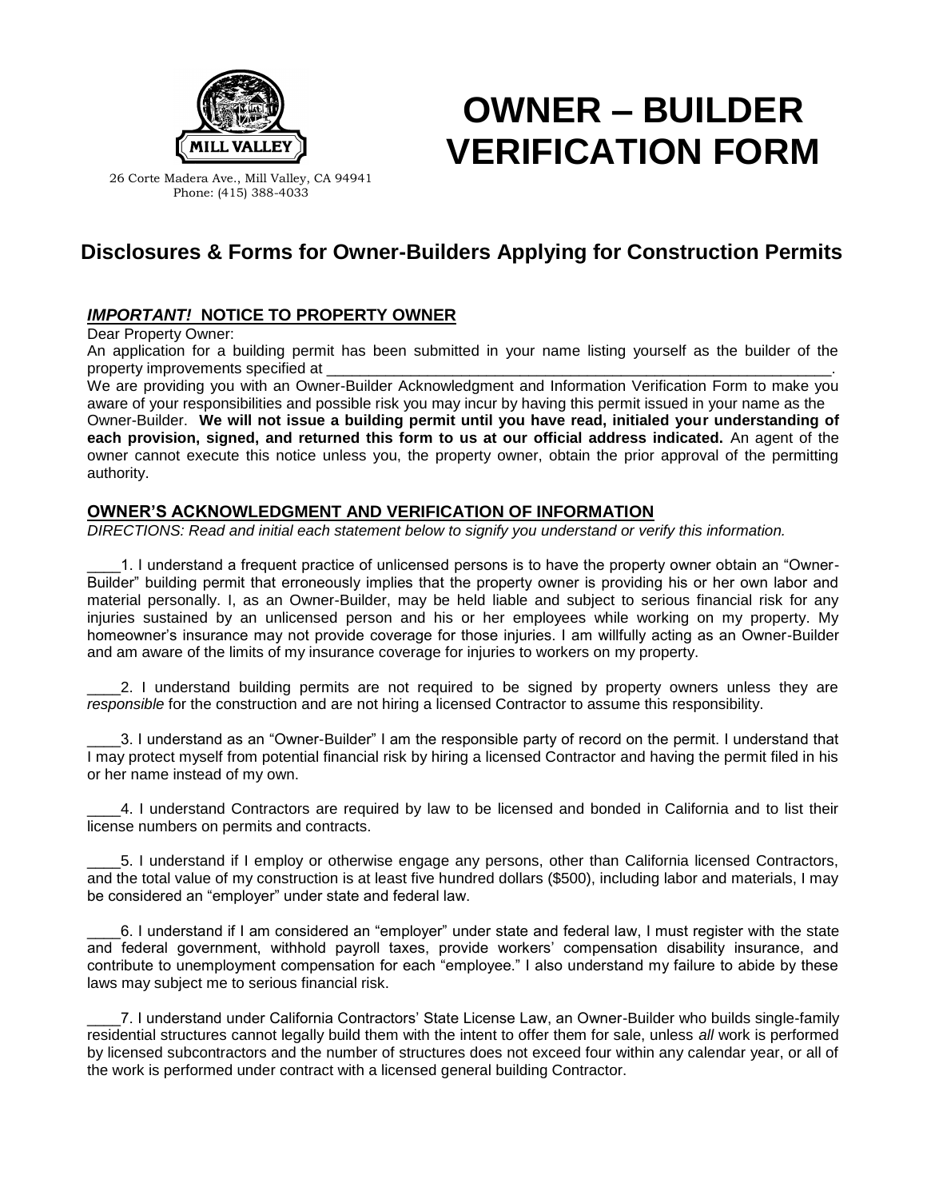26 Corte Madera Ave., Mill Valley, CA 94941
Phone: (415) 388-4033

# OWNER – BUILDER VERIFICATION FORM

## Disclosures & Forms for Owner-Builders Applying for Construction Permits

### ***IMPORTANT!*** NOTICE TO PROPERTY OWNER

Dear Property Owner:

An application for a building permit has been submitted in your name listing yourself as the builder of the property improvements specified at ______________________________________________________________.

We are providing you with an Owner-Builder Acknowledgment and Information Verification Form to make you aware of your responsibilities and possible risk you may incur by having this permit issued in your name as the Owner-Builder. **We will not issue a building permit until you have read, initialed your understanding of each provision, signed, and returned this form to us at our official address indicated.** An agent of the owner cannot execute this notice unless you, the property owner, obtain the prior approval of the permitting authority.

### OWNER'S ACKNOWLEDGMENT AND VERIFICATION OF INFORMATION

*DIRECTIONS: Read and initial each statement below to signify you understand or verify this information.*

____1. I understand a frequent practice of unlicensed persons is to have the property owner obtain an "Owner-Builder" building permit that erroneously implies that the property owner is providing his or her own labor and material personally. I, as an Owner-Builder, may be held liable and subject to serious financial risk for any injuries sustained by an unlicensed person and his or her employees while working on my property. My homeowner's insurance may not provide coverage for those injuries. I am willfully acting as an Owner-Builder and am aware of the limits of my insurance coverage for injuries to workers on my property.

____2. I understand building permits are not required to be signed by property owners unless they are *responsible* for the construction and are not hiring a licensed Contractor to assume this responsibility.

____3. I understand as an "Owner-Builder" I am the responsible party of record on the permit. I understand that I may protect myself from potential financial risk by hiring a licensed Contractor and having the permit filed in his or her name instead of my own.

____4. I understand Contractors are required by law to be licensed and bonded in California and to list their license numbers on permits and contracts.

____5. I understand if I employ or otherwise engage any persons, other than California licensed Contractors, and the total value of my construction is at least five hundred dollars ($500), including labor and materials, I may be considered an "employer" under state and federal law.

____6. I understand if I am considered an "employer" under state and federal law, I must register with the state and federal government, withhold payroll taxes, provide workers' compensation disability insurance, and contribute to unemployment compensation for each "employee." I also understand my failure to abide by these laws may subject me to serious financial risk.

____7. I understand under California Contractors' State License Law, an Owner-Builder who builds single-family residential structures cannot legally build them with the intent to offer them for sale, unless *all* work is performed by licensed subcontractors and the number of structures does not exceed four within any calendar year, or all of the work is performed under contract with a licensed general building Contractor.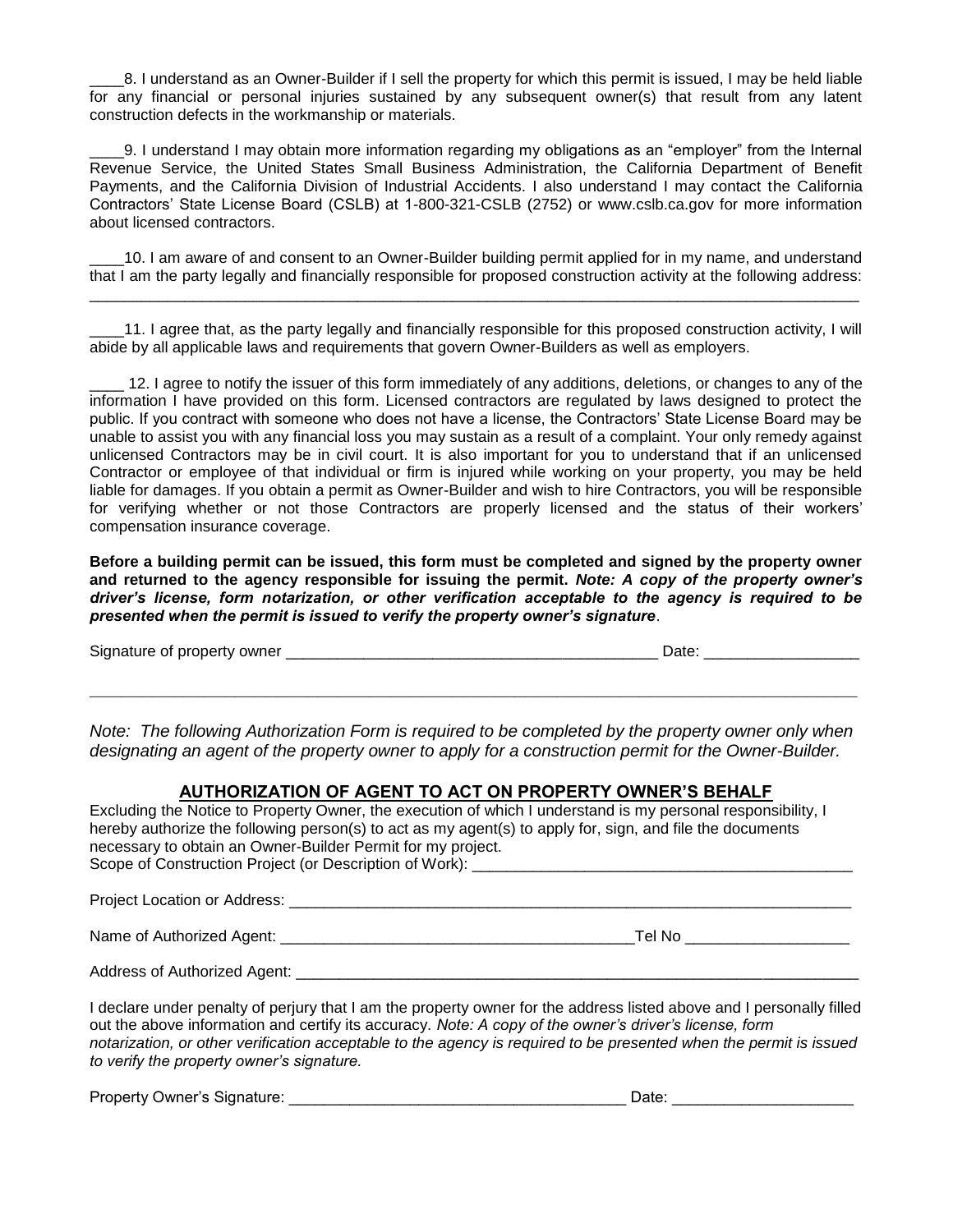____8. I understand as an Owner-Builder if I sell the property for which this permit is issued, I may be held liable for any financial or personal injuries sustained by any subsequent owner(s) that result from any latent construction defects in the workmanship or materials.

____9. I understand I may obtain more information regarding my obligations as an "employer" from the Internal Revenue Service, the United States Small Business Administration, the California Department of Benefit Payments, and the California Division of Industrial Accidents. I also understand I may contact the California Contractors' State License Board (CSLB) at 1-800-321-CSLB (2752) or www.cslb.ca.gov for more information about licensed contractors.

____10. I am aware of and consent to an Owner-Builder building permit applied for in my name, and understand that I am the party legally and financially responsible for proposed construction activity at the following address: ___________________________________________________________________________________________

____11. I agree that, as the party legally and financially responsible for this proposed construction activity, I will abide by all applicable laws and requirements that govern Owner-Builders as well as employers.

____ 12. I agree to notify the issuer of this form immediately of any additions, deletions, or changes to any of the information I have provided on this form. Licensed contractors are regulated by laws designed to protect the public. If you contract with someone who does not have a license, the Contractors' State License Board may be unable to assist you with any financial loss you may sustain as a result of a complaint. Your only remedy against unlicensed Contractors may be in civil court. It is also important for you to understand that if an unlicensed Contractor or employee of that individual or firm is injured while working on your property, you may be held liable for damages. If you obtain a permit as Owner-Builder and wish to hire Contractors, you will be responsible for verifying whether or not those Contractors are properly licensed and the status of their workers' compensation insurance coverage.

**Before a building permit can be issued, this form must be completed and signed by the property owner and returned to the agency responsible for issuing the permit.** ***Note: A copy of the property owner's driver's license, form notarization, or other verification acceptable to the agency is required to be presented when the permit is issued to verify the property owner's signature***.

Signature of property owner ____________________________________________ Date: __________________

---

*Note: The following Authorization Form is required to be completed by the property owner only when designating an agent of the property owner to apply for a construction permit for the Owner-Builder.*

## AUTHORIZATION OF AGENT TO ACT ON PROPERTY OWNER'S BEHALF

Excluding the Notice to Property Owner, the execution of which I understand is my personal responsibility, I hereby authorize the following person(s) to act as my agent(s) to apply for, sign, and file the documents necessary to obtain an Owner-Builder Permit for my project.
Scope of Construction Project (or Description of Work): _____________________________________________

Project Location or Address: ______________________________________________________________________

Name of Authorized Agent: _________________________________________Tel No ___________________

Address of Authorized Agent: _____________________________________________________________________

I declare under penalty of perjury that I am the property owner for the address listed above and I personally filled out the above information and certify its accuracy. *Note: A copy of the owner's driver's license, form notarization, or other verification acceptable to the agency is required to be presented when the permit is issued to verify the property owner's signature.*

Property Owner's Signature: _______________________________________ Date: _____________________